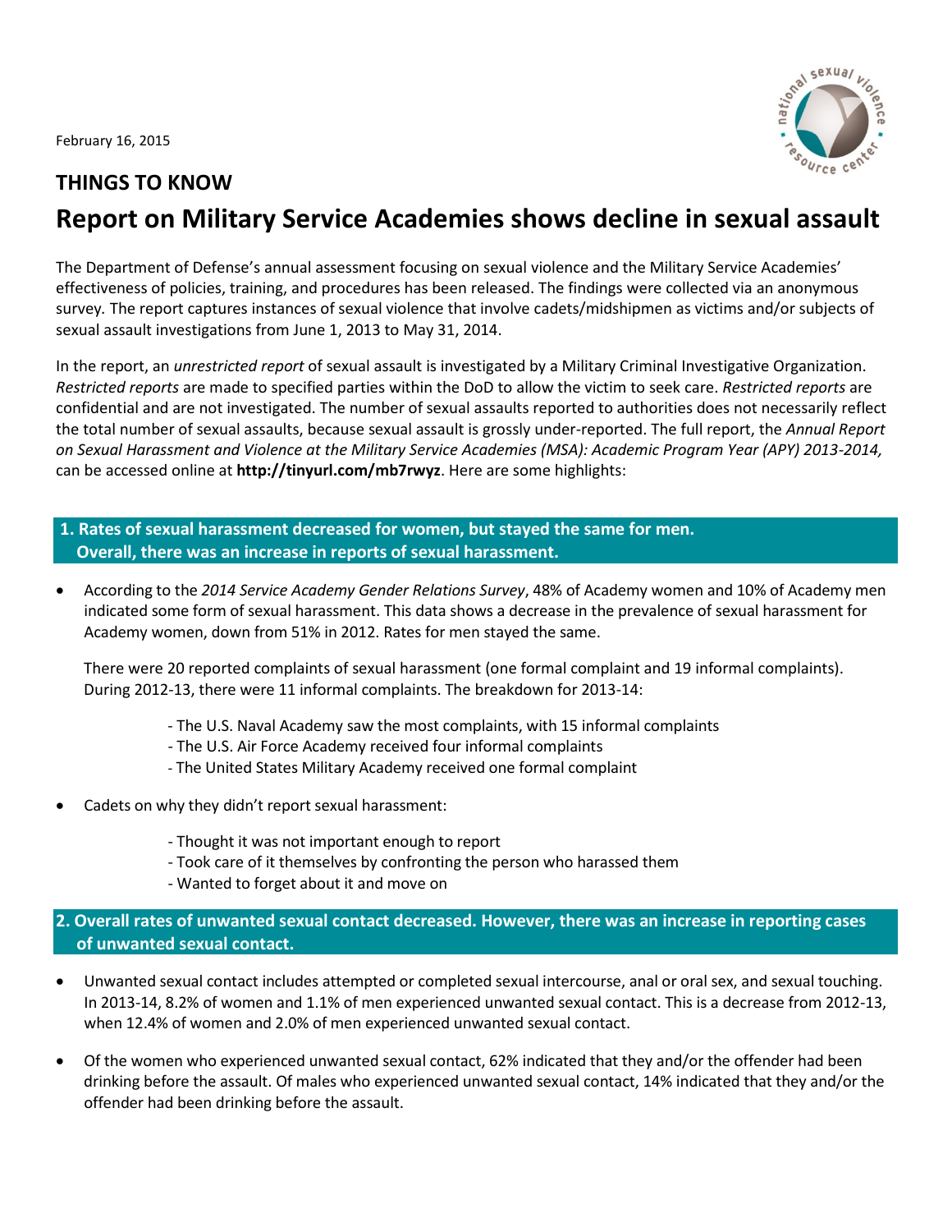February 16, 2015

## THINGS TO KNOW

# Report on Military Service Academies shows decline in sexual assault

The Department of Defense's annual assessment focusing on sexual violence and the Military Service Academies' effectiveness of policies, training, and procedures has been released. The findings were collected via an anonymous survey. The report captures instances of sexual violence that involve cadets/midshipmen as victims and/or subjects of sexual assault investigations from June 1, 2013 to May 31, 2014.

In the report, an *unrestricted report* of sexual assault is investigated by a Military Criminal Investigative Organization. *Restricted reports* are made to specified parties within the DoD to allow the victim to seek care. *Restricted reports* are confidential and are not investigated. The number of sexual assaults reported to authorities does not necessarily reflect the total number of sexual assaults, because sexual assault is grossly under-reported. The full report, the *Annual Report on Sexual Harassment and Violence at the Military Service Academies (MSA): Academic Program Year (APY) 2013-2014,* can be accessed online at **http://tinyurl.com/mb7rwyz**. Here are some highlights:

### 1. Rates of sexual harassment decreased for women, but stayed the same for men. Overall, there was an increase in reports of sexual harassment.

- According to the *2014 Service Academy Gender Relations Survey*, 48% of Academy women and 10% of Academy men indicated some form of sexual harassment. This data shows a decrease in the prevalence of sexual harassment for Academy women, down from 51% in 2012. Rates for men stayed the same.

  There were 20 reported complaints of sexual harassment (one formal complaint and 19 informal complaints). During 2012-13, there were 11 informal complaints. The breakdown for 2013-14:

  - The U.S. Naval Academy saw the most complaints, with 15 informal complaints
  - The U.S. Air Force Academy received four informal complaints
  - The United States Military Academy received one formal complaint

- Cadets on why they didn't report sexual harassment:

  - Thought it was not important enough to report
  - Took care of it themselves by confronting the person who harassed them
  - Wanted to forget about it and move on

### 2. Overall rates of unwanted sexual contact decreased. However, there was an increase in reporting cases of unwanted sexual contact.

- Unwanted sexual contact includes attempted or completed sexual intercourse, anal or oral sex, and sexual touching. In 2013-14, 8.2% of women and 1.1% of men experienced unwanted sexual contact. This is a decrease from 2012-13, when 12.4% of women and 2.0% of men experienced unwanted sexual contact.

- Of the women who experienced unwanted sexual contact, 62% indicated that they and/or the offender had been drinking before the assault. Of males who experienced unwanted sexual contact, 14% indicated that they and/or the offender had been drinking before the assault.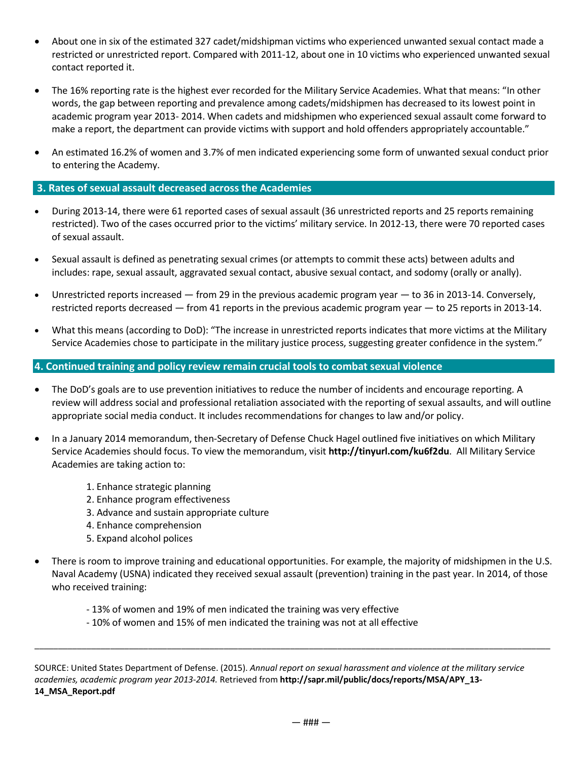- About one in six of the estimated 327 cadet/midshipman victims who experienced unwanted sexual contact made a restricted or unrestricted report. Compared with 2011-12, about one in 10 victims who experienced unwanted sexual contact reported it.

- The 16% reporting rate is the highest ever recorded for the Military Service Academies. What that means: "In other words, the gap between reporting and prevalence among cadets/midshipmen has decreased to its lowest point in academic program year 2013- 2014. When cadets and midshipmen who experienced sexual assault come forward to make a report, the department can provide victims with support and hold offenders appropriately accountable."

- An estimated 16.2% of women and 3.7% of men indicated experiencing some form of unwanted sexual conduct prior to entering the Academy.

## 3. Rates of sexual assault decreased across the Academies

- During 2013-14, there were 61 reported cases of sexual assault (36 unrestricted reports and 25 reports remaining restricted). Two of the cases occurred prior to the victims' military service. In 2012-13, there were 70 reported cases of sexual assault.

- Sexual assault is defined as penetrating sexual crimes (or attempts to commit these acts) between adults and includes: rape, sexual assault, aggravated sexual contact, abusive sexual contact, and sodomy (orally or anally).

- Unrestricted reports increased — from 29 in the previous academic program year — to 36 in 2013-14. Conversely, restricted reports decreased — from 41 reports in the previous academic program year — to 25 reports in 2013-14.

- What this means (according to DoD): "The increase in unrestricted reports indicates that more victims at the Military Service Academies chose to participate in the military justice process, suggesting greater confidence in the system."

## 4. Continued training and policy review remain crucial tools to combat sexual violence

- The DoD's goals are to use prevention initiatives to reduce the number of incidents and encourage reporting. A review will address social and professional retaliation associated with the reporting of sexual assaults, and will outline appropriate social media conduct. It includes recommendations for changes to law and/or policy.

- In a January 2014 memorandum, then-Secretary of Defense Chuck Hagel outlined five initiatives on which Military Service Academies should focus. To view the memorandum, visit **http://tinyurl.com/ku6f2du**. All Military Service Academies are taking action to:

  1. Enhance strategic planning
  2. Enhance program effectiveness
  3. Advance and sustain appropriate culture
  4. Enhance comprehension
  5. Expand alcohol polices

- There is room to improve training and educational opportunities. For example, the majority of midshipmen in the U.S. Naval Academy (USNA) indicated they received sexual assault (prevention) training in the past year. In 2014, of those who received training:

  - 13% of women and 19% of men indicated the training was very effective
  - 10% of women and 15% of men indicated the training was not at all effective

---

SOURCE: United States Department of Defense. (2015). *Annual report on sexual harassment and violence at the military service academies, academic program year 2013-2014.* Retrieved from **http://sapr.mil/public/docs/reports/MSA/APY_13-14_MSA_Report.pdf**

— ### —